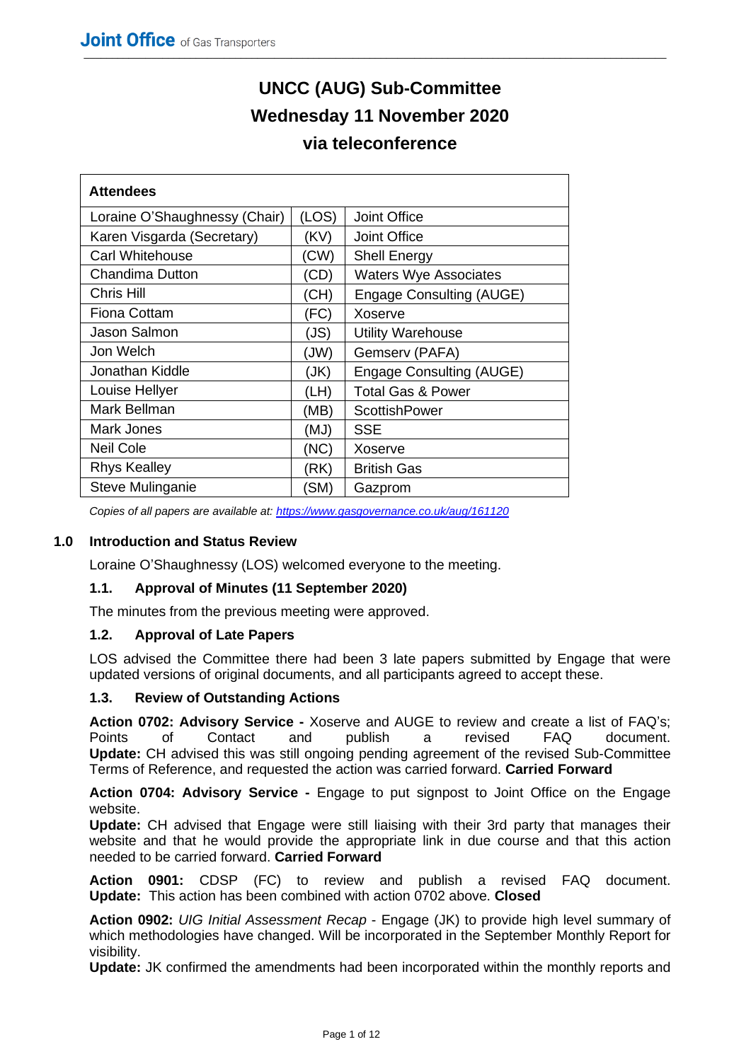# UNCC (AUG) Sub-Committee
# Wednesday 11 November 2020
# via teleconference

| Attendees | | |
|---|---|---|
| Loraine O'Shaughnessy (Chair) | (LOS) | Joint Office |
| Karen Visgarda (Secretary) | (KV) | Joint Office |
| Carl Whitehouse | (CW) | Shell Energy |
| Chandima Dutton | (CD) | Waters Wye Associates |
| Chris Hill | (CH) | Engage Consulting (AUGE) |
| Fiona Cottam | (FC) | Xoserve |
| Jason Salmon | (JS) | Utility Warehouse |
| Jon Welch | (JW) | Gemserv (PAFA) |
| Jonathan Kiddle | (JK) | Engage Consulting (AUGE) |
| Louise Hellyer | (LH) | Total Gas & Power |
| Mark Bellman | (MB) | ScottishPower |
| Mark Jones | (MJ) | SSE |
| Neil Cole | (NC) | Xoserve |
| Rhys Kealley | (RK) | British Gas |
| Steve Mulinganie | (SM) | Gazprom |

*Copies of all papers are available at: https://www.gasgovernance.co.uk/aug/161120*

## 1.0 Introduction and Status Review

Loraine O'Shaughnessy (LOS) welcomed everyone to the meeting.

### 1.1. Approval of Minutes (11 September 2020)

The minutes from the previous meeting were approved.

### 1.2. Approval of Late Papers

LOS advised the Committee there had been 3 late papers submitted by Engage that were updated versions of original documents, and all participants agreed to accept these.

### 1.3. Review of Outstanding Actions

**Action 0702: Advisory Service -** Xoserve and AUGE to review and create a list of FAQ's; Points of Contact and publish a revised FAQ document.
**Update:** CH advised this was still ongoing pending agreement of the revised Sub-Committee Terms of Reference, and requested the action was carried forward. **Carried Forward**

**Action 0704: Advisory Service -** Engage to put signpost to Joint Office on the Engage website.
**Update:** CH advised that Engage were still liaising with their 3rd party that manages their website and that he would provide the appropriate link in due course and that this action needed to be carried forward. **Carried Forward**

**Action 0901:** CDSP (FC) to review and publish a revised FAQ document.
**Update:** This action has been combined with action 0702 above. **Closed**

**Action 0902:** *UIG Initial Assessment Recap* - Engage (JK) to provide high level summary of which methodologies have changed. Will be incorporated in the September Monthly Report for visibility.
**Update:** JK confirmed the amendments had been incorporated within the monthly reports and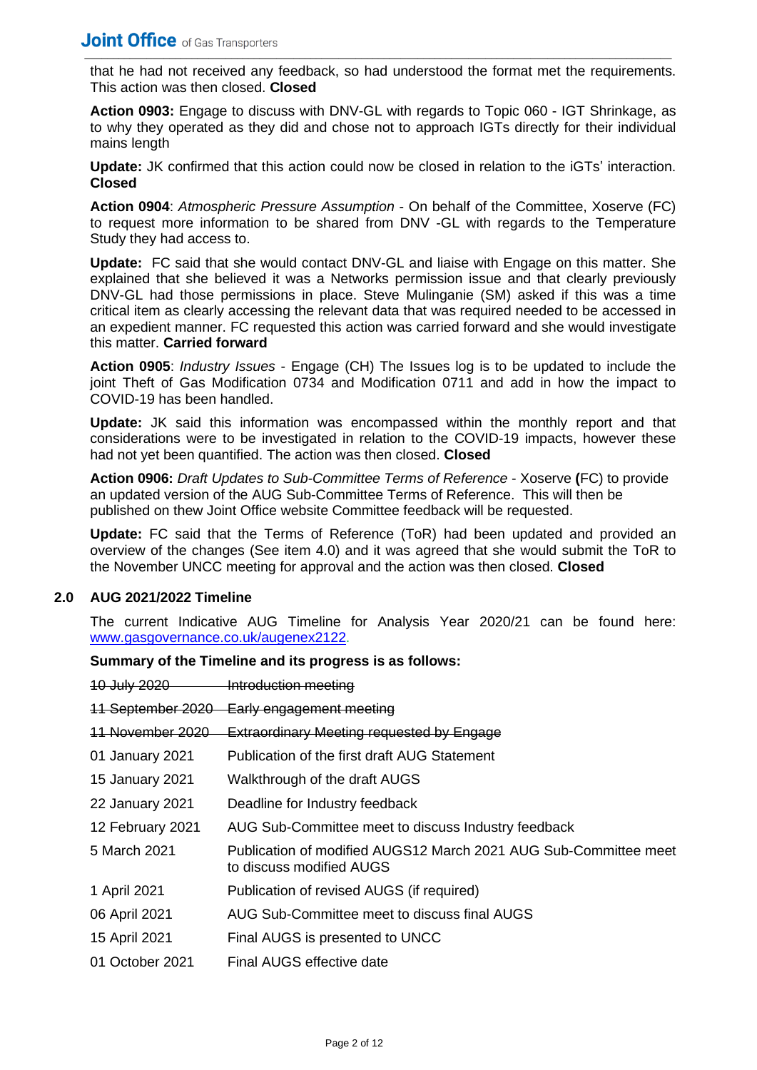that he had not received any feedback, so had understood the format met the requirements. This action was then closed. **Closed**

**Action 0903:** Engage to discuss with DNV-GL with regards to Topic 060 - IGT Shrinkage, as to why they operated as they did and chose not to approach IGTs directly for their individual mains length

**Update:** JK confirmed that this action could now be closed in relation to the iGTs' interaction. **Closed**

**Action 0904**: *Atmospheric Pressure Assumption* - On behalf of the Committee, Xoserve (FC) to request more information to be shared from DNV -GL with regards to the Temperature Study they had access to.

**Update:** FC said that she would contact DNV-GL and liaise with Engage on this matter. She explained that she believed it was a Networks permission issue and that clearly previously DNV-GL had those permissions in place. Steve Mulinganie (SM) asked if this was a time critical item as clearly accessing the relevant data that was required needed to be accessed in an expedient manner. FC requested this action was carried forward and she would investigate this matter. **Carried forward**

**Action 0905**: *Industry Issues* - Engage (CH) The Issues log is to be updated to include the joint Theft of Gas Modification 0734 and Modification 0711 and add in how the impact to COVID-19 has been handled.

**Update:** JK said this information was encompassed within the monthly report and that considerations were to be investigated in relation to the COVID-19 impacts, however these had not yet been quantified. The action was then closed. **Closed**

**Action 0906:** *Draft Updates to Sub-Committee Terms of Reference* - Xoserve **(**FC) to provide an updated version of the AUG Sub-Committee Terms of Reference. This will then be published on thew Joint Office website Committee feedback will be requested.

**Update:** FC said that the Terms of Reference (ToR) had been updated and provided an overview of the changes (See item 4.0) and it was agreed that she would submit the ToR to the November UNCC meeting for approval and the action was then closed. **Closed**

## 2.0 AUG 2021/2022 Timeline

The current Indicative AUG Timeline for Analysis Year 2020/21 can be found here: www.gasgovernance.co.uk/augenex2122.

**Summary of the Timeline and its progress is as follows:**

| | |
|---|---|
| ~~10 July 2020~~ | ~~Introduction meeting~~ |
| ~~11 September 2020~~ | ~~Early engagement meeting~~ |
| ~~11 November 2020~~ | ~~Extraordinary Meeting requested by Engage~~ |
| 01 January 2021 | Publication of the first draft AUG Statement |
| 15 January 2021 | Walkthrough of the draft AUGS |
| 22 January 2021 | Deadline for Industry feedback |
| 12 February 2021 | AUG Sub-Committee meet to discuss Industry feedback |
| 5 March 2021 | Publication of modified AUGS12 March 2021 AUG Sub-Committee meet to discuss modified AUGS |
| 1 April 2021 | Publication of revised AUGS (if required) |
| 06 April 2021 | AUG Sub-Committee meet to discuss final AUGS |
| 15 April 2021 | Final AUGS is presented to UNCC |
| 01 October 2021 | Final AUGS effective date |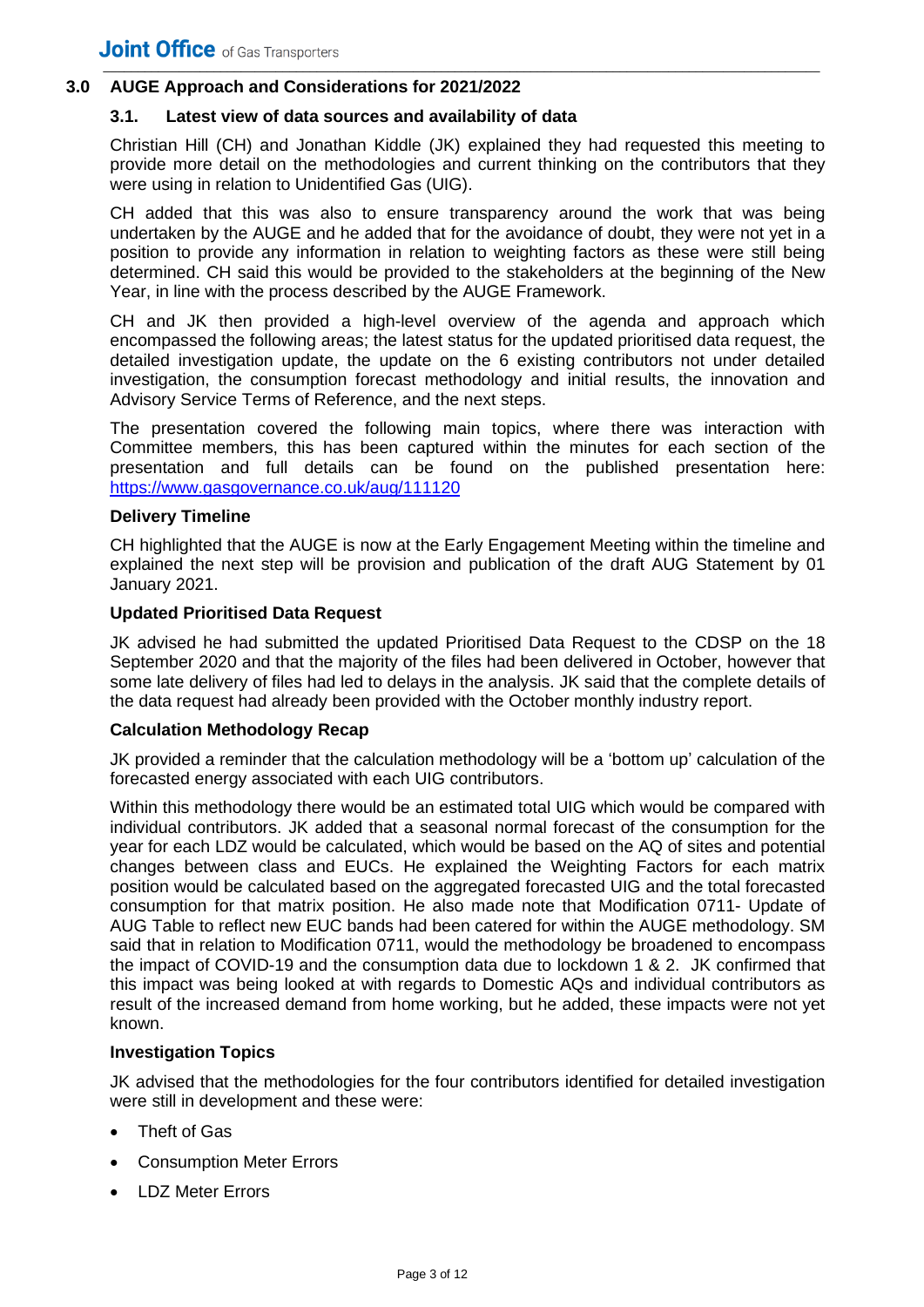## 3.0 AUGE Approach and Considerations for 2021/2022

### 3.1. Latest view of data sources and availability of data

Christian Hill (CH) and Jonathan Kiddle (JK) explained they had requested this meeting to provide more detail on the methodologies and current thinking on the contributors that they were using in relation to Unidentified Gas (UIG).

CH added that this was also to ensure transparency around the work that was being undertaken by the AUGE and he added that for the avoidance of doubt, they were not yet in a position to provide any information in relation to weighting factors as these were still being determined. CH said this would be provided to the stakeholders at the beginning of the New Year, in line with the process described by the AUGE Framework.

CH and JK then provided a high-level overview of the agenda and approach which encompassed the following areas; the latest status for the updated prioritised data request, the detailed investigation update, the update on the 6 existing contributors not under detailed investigation, the consumption forecast methodology and initial results, the innovation and Advisory Service Terms of Reference, and the next steps.

The presentation covered the following main topics, where there was interaction with Committee members, this has been captured within the minutes for each section of the presentation and full details can be found on the published presentation here: https://www.gasgovernance.co.uk/aug/111120

**Delivery Timeline**

CH highlighted that the AUGE is now at the Early Engagement Meeting within the timeline and explained the next step will be provision and publication of the draft AUG Statement by 01 January 2021.

**Updated Prioritised Data Request**

JK advised he had submitted the updated Prioritised Data Request to the CDSP on the 18 September 2020 and that the majority of the files had been delivered in October, however that some late delivery of files had led to delays in the analysis. JK said that the complete details of the data request had already been provided with the October monthly industry report.

**Calculation Methodology Recap**

JK provided a reminder that the calculation methodology will be a 'bottom up' calculation of the forecasted energy associated with each UIG contributors.

Within this methodology there would be an estimated total UIG which would be compared with individual contributors. JK added that a seasonal normal forecast of the consumption for the year for each LDZ would be calculated, which would be based on the AQ of sites and potential changes between class and EUCs. He explained the Weighting Factors for each matrix position would be calculated based on the aggregated forecasted UIG and the total forecasted consumption for that matrix position. He also made note that Modification 0711- Update of AUG Table to reflect new EUC bands had been catered for within the AUGE methodology. SM said that in relation to Modification 0711, would the methodology be broadened to encompass the impact of COVID-19 and the consumption data due to lockdown 1 & 2. JK confirmed that this impact was being looked at with regards to Domestic AQs and individual contributors as result of the increased demand from home working, but he added, these impacts were not yet known.

**Investigation Topics**

JK advised that the methodologies for the four contributors identified for detailed investigation were still in development and these were:

- Theft of Gas
- Consumption Meter Errors
- LDZ Meter Errors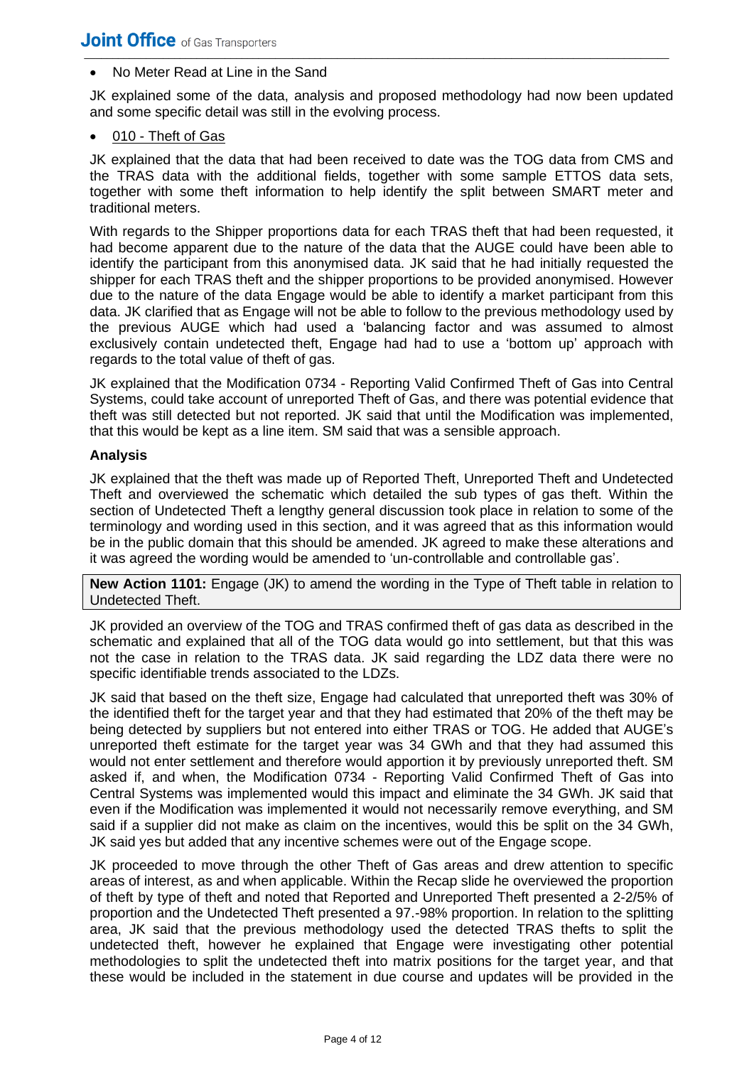- No Meter Read at Line in the Sand

JK explained some of the data, analysis and proposed methodology had now been updated and some specific detail was still in the evolving process.

- 010 - Theft of Gas

JK explained that the data that had been received to date was the TOG data from CMS and the TRAS data with the additional fields, together with some sample ETTOS data sets, together with some theft information to help identify the split between SMART meter and traditional meters.

With regards to the Shipper proportions data for each TRAS theft that had been requested, it had become apparent due to the nature of the data that the AUGE could have been able to identify the participant from this anonymised data. JK said that he had initially requested the shipper for each TRAS theft and the shipper proportions to be provided anonymised. However due to the nature of the data Engage would be able to identify a market participant from this data. JK clarified that as Engage will not be able to follow to the previous methodology used by the previous AUGE which had used a 'balancing factor and was assumed to almost exclusively contain undetected theft, Engage had had to use a 'bottom up' approach with regards to the total value of theft of gas.

JK explained that the Modification 0734 - Reporting Valid Confirmed Theft of Gas into Central Systems, could take account of unreported Theft of Gas, and there was potential evidence that theft was still detected but not reported. JK said that until the Modification was implemented, that this would be kept as a line item. SM said that was a sensible approach.

**Analysis**

JK explained that the theft was made up of Reported Theft, Unreported Theft and Undetected Theft and overviewed the schematic which detailed the sub types of gas theft. Within the section of Undetected Theft a lengthy general discussion took place in relation to some of the terminology and wording used in this section, and it was agreed that as this information would be in the public domain that this should be amended. JK agreed to make these alterations and it was agreed the wording would be amended to 'un-controllable and controllable gas'.

**New Action 1101:** Engage (JK) to amend the wording in the Type of Theft table in relation to Undetected Theft.

JK provided an overview of the TOG and TRAS confirmed theft of gas data as described in the schematic and explained that all of the TOG data would go into settlement, but that this was not the case in relation to the TRAS data. JK said regarding the LDZ data there were no specific identifiable trends associated to the LDZs.

JK said that based on the theft size, Engage had calculated that unreported theft was 30% of the identified theft for the target year and that they had estimated that 20% of the theft may be being detected by suppliers but not entered into either TRAS or TOG. He added that AUGE's unreported theft estimate for the target year was 34 GWh and that they had assumed this would not enter settlement and therefore would apportion it by previously unreported theft. SM asked if, and when, the Modification 0734 - Reporting Valid Confirmed Theft of Gas into Central Systems was implemented would this impact and eliminate the 34 GWh. JK said that even if the Modification was implemented it would not necessarily remove everything, and SM said if a supplier did not make as claim on the incentives, would this be split on the 34 GWh, JK said yes but added that any incentive schemes were out of the Engage scope.

JK proceeded to move through the other Theft of Gas areas and drew attention to specific areas of interest, as and when applicable. Within the Recap slide he overviewed the proportion of theft by type of theft and noted that Reported and Unreported Theft presented a 2-2/5% of proportion and the Undetected Theft presented a 97.-98% proportion. In relation to the splitting area, JK said that the previous methodology used the detected TRAS thefts to split the undetected theft, however he explained that Engage were investigating other potential methodologies to split the undetected theft into matrix positions for the target year, and that these would be included in the statement in due course and updates will be provided in the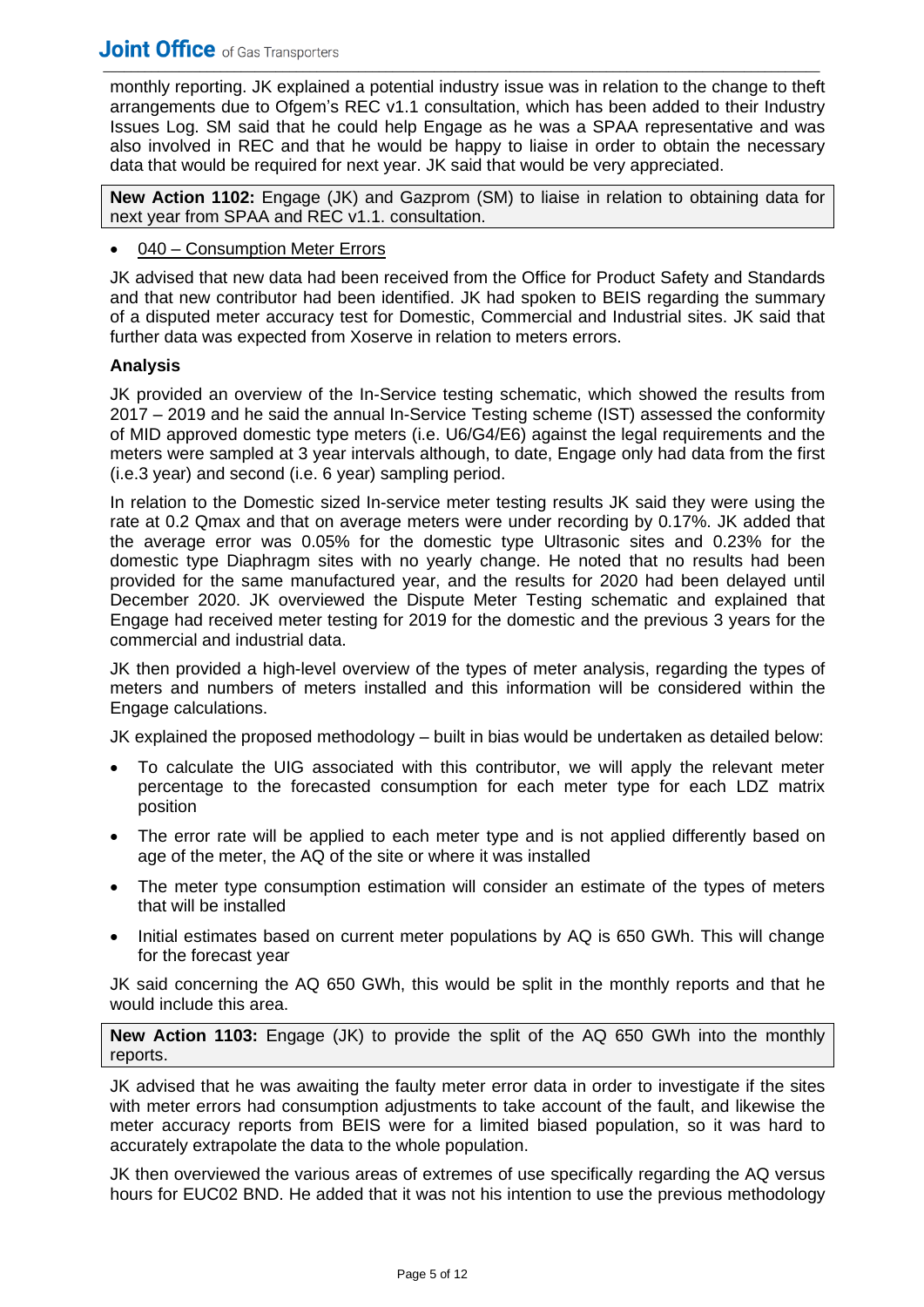monthly reporting. JK explained a potential industry issue was in relation to the change to theft arrangements due to Ofgem's REC v1.1 consultation, which has been added to their Industry Issues Log. SM said that he could help Engage as he was a SPAA representative and was also involved in REC and that he would be happy to liaise in order to obtain the necessary data that would be required for next year. JK said that would be very appreciated.

**New Action 1102:** Engage (JK) and Gazprom (SM) to liaise in relation to obtaining data for next year from SPAA and REC v1.1. consultation.

- 040 – Consumption Meter Errors

JK advised that new data had been received from the Office for Product Safety and Standards and that new contributor had been identified. JK had spoken to BEIS regarding the summary of a disputed meter accuracy test for Domestic, Commercial and Industrial sites. JK said that further data was expected from Xoserve in relation to meters errors.

**Analysis**

JK provided an overview of the In-Service testing schematic, which showed the results from 2017 – 2019 and he said the annual In-Service Testing scheme (IST) assessed the conformity of MID approved domestic type meters (i.e. U6/G4/E6) against the legal requirements and the meters were sampled at 3 year intervals although, to date, Engage only had data from the first (i.e.3 year) and second (i.e. 6 year) sampling period.

In relation to the Domestic sized In-service meter testing results JK said they were using the rate at 0.2 Qmax and that on average meters were under recording by 0.17%. JK added that the average error was 0.05% for the domestic type Ultrasonic sites and 0.23% for the domestic type Diaphragm sites with no yearly change. He noted that no results had been provided for the same manufactured year, and the results for 2020 had been delayed until December 2020. JK overviewed the Dispute Meter Testing schematic and explained that Engage had received meter testing for 2019 for the domestic and the previous 3 years for the commercial and industrial data.

JK then provided a high-level overview of the types of meter analysis, regarding the types of meters and numbers of meters installed and this information will be considered within the Engage calculations.

JK explained the proposed methodology – built in bias would be undertaken as detailed below:

- To calculate the UIG associated with this contributor, we will apply the relevant meter percentage to the forecasted consumption for each meter type for each LDZ matrix position
- The error rate will be applied to each meter type and is not applied differently based on age of the meter, the AQ of the site or where it was installed
- The meter type consumption estimation will consider an estimate of the types of meters that will be installed
- Initial estimates based on current meter populations by AQ is 650 GWh. This will change for the forecast year

JK said concerning the AQ 650 GWh, this would be split in the monthly reports and that he would include this area.

**New Action 1103:** Engage (JK) to provide the split of the AQ 650 GWh into the monthly reports.

JK advised that he was awaiting the faulty meter error data in order to investigate if the sites with meter errors had consumption adjustments to take account of the fault, and likewise the meter accuracy reports from BEIS were for a limited biased population, so it was hard to accurately extrapolate the data to the whole population.

JK then overviewed the various areas of extremes of use specifically regarding the AQ versus hours for EUC02 BND. He added that it was not his intention to use the previous methodology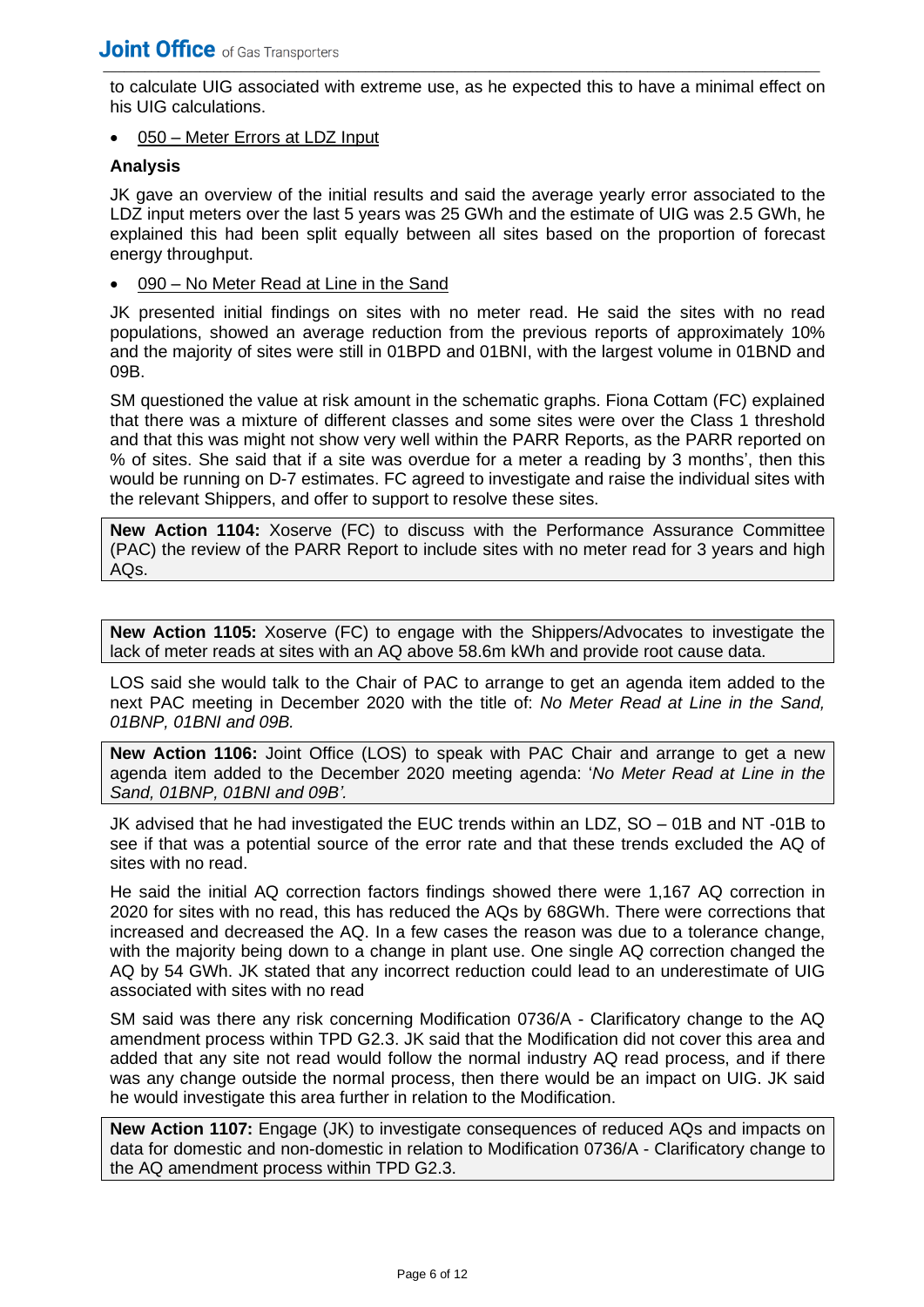to calculate UIG associated with extreme use, as he expected this to have a minimal effect on his UIG calculations.

- 050 – Meter Errors at LDZ Input

**Analysis**

JK gave an overview of the initial results and said the average yearly error associated to the LDZ input meters over the last 5 years was 25 GWh and the estimate of UIG was 2.5 GWh, he explained this had been split equally between all sites based on the proportion of forecast energy throughput.

- 090 – No Meter Read at Line in the Sand

JK presented initial findings on sites with no meter read. He said the sites with no read populations, showed an average reduction from the previous reports of approximately 10% and the majority of sites were still in 01BPD and 01BNI, with the largest volume in 01BND and 09B.

SM questioned the value at risk amount in the schematic graphs. Fiona Cottam (FC) explained that there was a mixture of different classes and some sites were over the Class 1 threshold and that this was might not show very well within the PARR Reports, as the PARR reported on % of sites. She said that if a site was overdue for a meter a reading by 3 months', then this would be running on D-7 estimates. FC agreed to investigate and raise the individual sites with the relevant Shippers, and offer to support to resolve these sites.

**New Action 1104:** Xoserve (FC) to discuss with the Performance Assurance Committee (PAC) the review of the PARR Report to include sites with no meter read for 3 years and high AQs.

**New Action 1105:** Xoserve (FC) to engage with the Shippers/Advocates to investigate the lack of meter reads at sites with an AQ above 58.6m kWh and provide root cause data.

LOS said she would talk to the Chair of PAC to arrange to get an agenda item added to the next PAC meeting in December 2020 with the title of: *No Meter Read at Line in the Sand, 01BNP, 01BNI and 09B.*

**New Action 1106:** Joint Office (LOS) to speak with PAC Chair and arrange to get a new agenda item added to the December 2020 meeting agenda: '*No Meter Read at Line in the Sand, 01BNP, 01BNI and 09B'.*

JK advised that he had investigated the EUC trends within an LDZ, SO – 01B and NT -01B to see if that was a potential source of the error rate and that these trends excluded the AQ of sites with no read.

He said the initial AQ correction factors findings showed there were 1,167 AQ correction in 2020 for sites with no read, this has reduced the AQs by 68GWh. There were corrections that increased and decreased the AQ. In a few cases the reason was due to a tolerance change, with the majority being down to a change in plant use. One single AQ correction changed the AQ by 54 GWh. JK stated that any incorrect reduction could lead to an underestimate of UIG associated with sites with no read

SM said was there any risk concerning Modification 0736/A - Clarificatory change to the AQ amendment process within TPD G2.3. JK said that the Modification did not cover this area and added that any site not read would follow the normal industry AQ read process, and if there was any change outside the normal process, then there would be an impact on UIG. JK said he would investigate this area further in relation to the Modification.

**New Action 1107:** Engage (JK) to investigate consequences of reduced AQs and impacts on data for domestic and non-domestic in relation to Modification 0736/A - Clarificatory change to the AQ amendment process within TPD G2.3.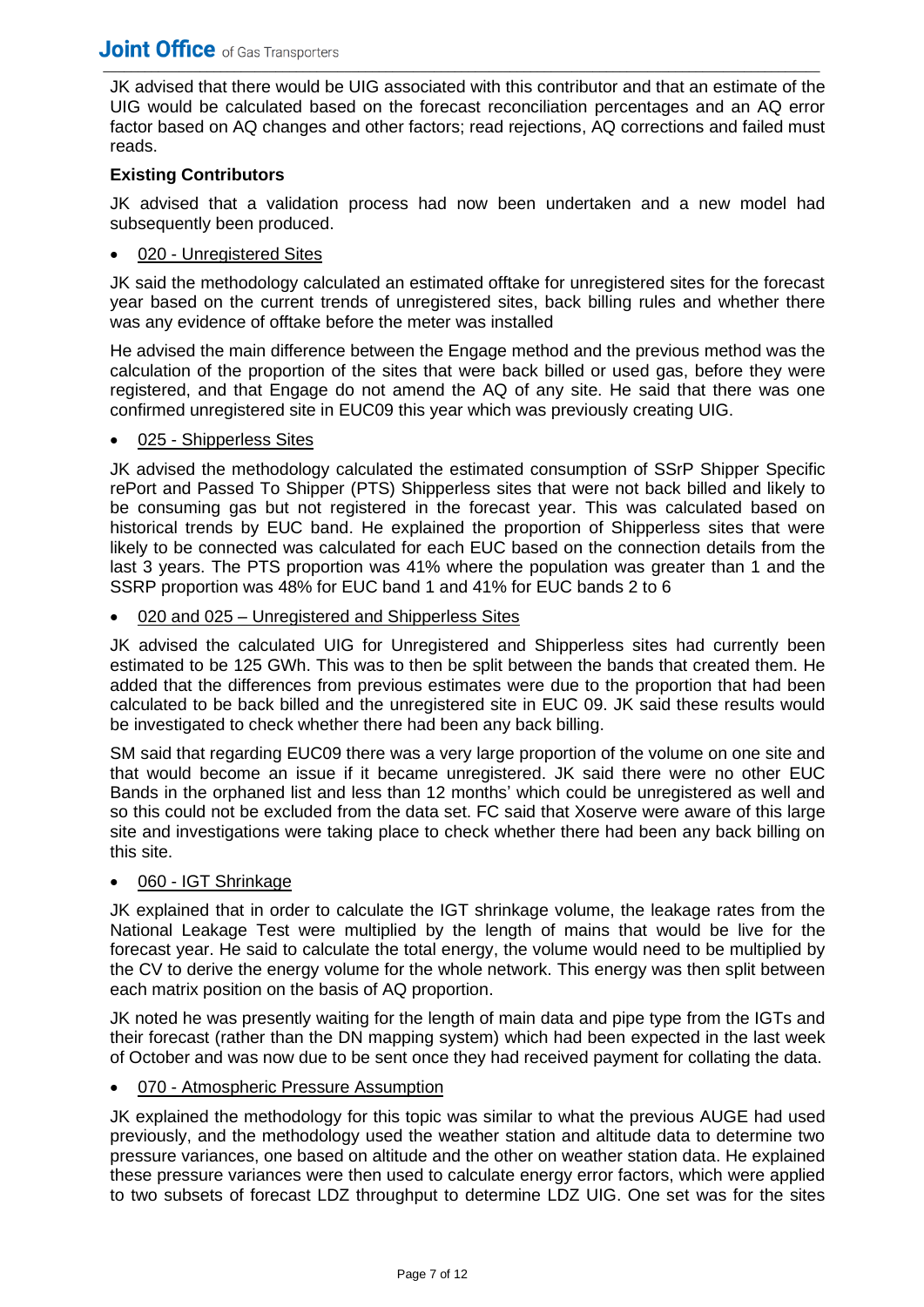JK advised that there would be UIG associated with this contributor and that an estimate of the UIG would be calculated based on the forecast reconciliation percentages and an AQ error factor based on AQ changes and other factors; read rejections, AQ corrections and failed must reads.

**Existing Contributors**

JK advised that a validation process had now been undertaken and a new model had subsequently been produced.

- <u>020 - Unregistered Sites</u>

JK said the methodology calculated an estimated offtake for unregistered sites for the forecast year based on the current trends of unregistered sites, back billing rules and whether there was any evidence of offtake before the meter was installed

He advised the main difference between the Engage method and the previous method was the calculation of the proportion of the sites that were back billed or used gas, before they were registered, and that Engage do not amend the AQ of any site. He said that there was one confirmed unregistered site in EUC09 this year which was previously creating UIG.

- <u>025 - Shipperless Sites</u>

JK advised the methodology calculated the estimated consumption of SSrP Shipper Specific rePort and Passed To Shipper (PTS) Shipperless sites that were not back billed and likely to be consuming gas but not registered in the forecast year. This was calculated based on historical trends by EUC band. He explained the proportion of Shipperless sites that were likely to be connected was calculated for each EUC based on the connection details from the last 3 years. The PTS proportion was 41% where the population was greater than 1 and the SSRP proportion was 48% for EUC band 1 and 41% for EUC bands 2 to 6

- <u>020 and 025 – Unregistered and Shipperless Sites</u>

JK advised the calculated UIG for Unregistered and Shipperless sites had currently been estimated to be 125 GWh. This was to then be split between the bands that created them. He added that the differences from previous estimates were due to the proportion that had been calculated to be back billed and the unregistered site in EUC 09. JK said these results would be investigated to check whether there had been any back billing.

SM said that regarding EUC09 there was a very large proportion of the volume on one site and that would become an issue if it became unregistered. JK said there were no other EUC Bands in the orphaned list and less than 12 months' which could be unregistered as well and so this could not be excluded from the data set. FC said that Xoserve were aware of this large site and investigations were taking place to check whether there had been any back billing on this site.

- <u>060 - IGT Shrinkage</u>

JK explained that in order to calculate the IGT shrinkage volume, the leakage rates from the National Leakage Test were multiplied by the length of mains that would be live for the forecast year. He said to calculate the total energy, the volume would need to be multiplied by the CV to derive the energy volume for the whole network. This energy was then split between each matrix position on the basis of AQ proportion.

JK noted he was presently waiting for the length of main data and pipe type from the IGTs and their forecast (rather than the DN mapping system) which had been expected in the last week of October and was now due to be sent once they had received payment for collating the data.

- <u>070 - Atmospheric Pressure Assumption</u>

JK explained the methodology for this topic was similar to what the previous AUGE had used previously, and the methodology used the weather station and altitude data to determine two pressure variances, one based on altitude and the other on weather station data. He explained these pressure variances were then used to calculate energy error factors, which were applied to two subsets of forecast LDZ throughput to determine LDZ UIG. One set was for the sites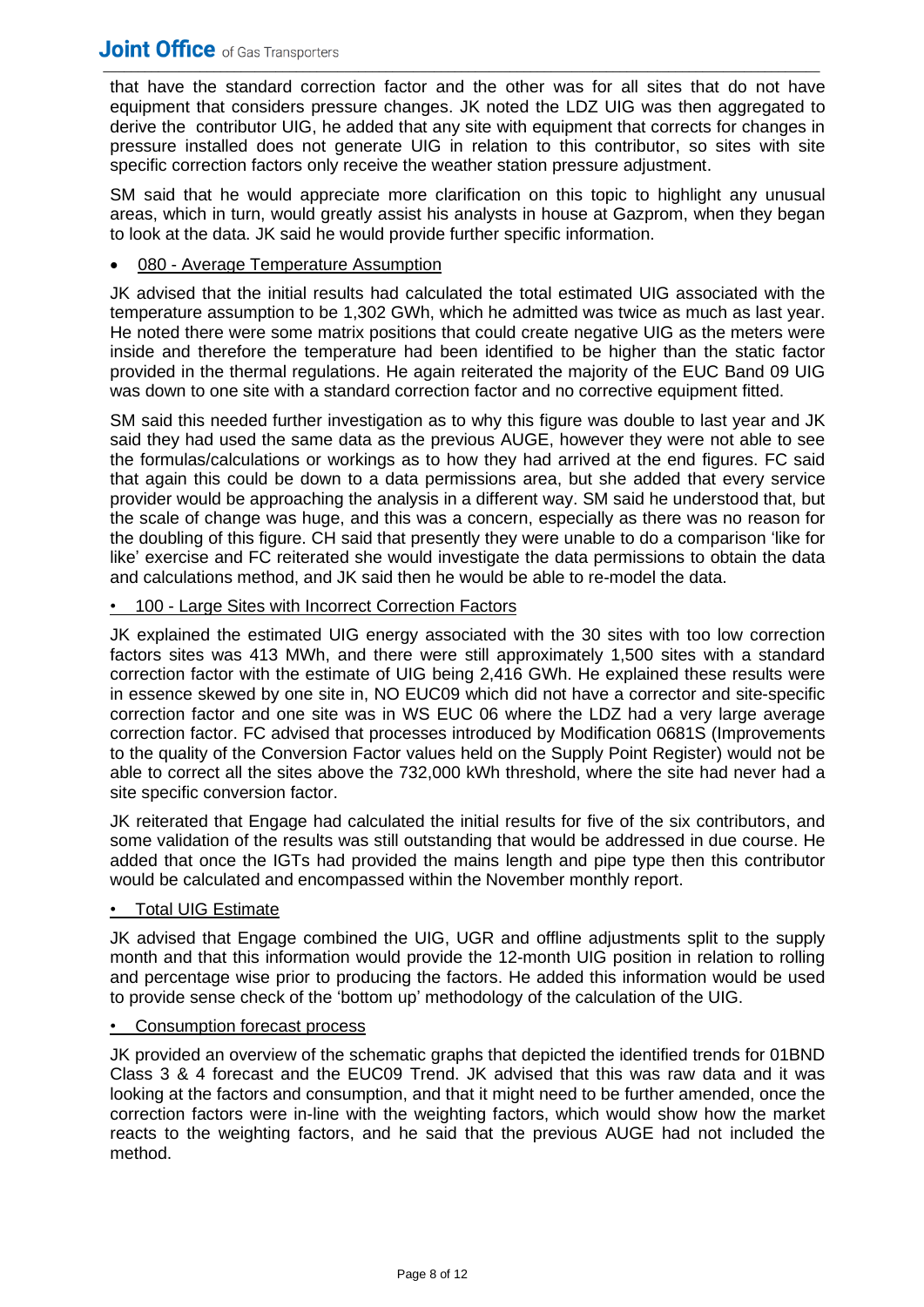that have the standard correction factor and the other was for all sites that do not have equipment that considers pressure changes. JK noted the LDZ UIG was then aggregated to derive the contributor UIG, he added that any site with equipment that corrects for changes in pressure installed does not generate UIG in relation to this contributor, so sites with site specific correction factors only receive the weather station pressure adjustment.

SM said that he would appreciate more clarification on this topic to highlight any unusual areas, which in turn, would greatly assist his analysts in house at Gazprom, when they began to look at the data. JK said he would provide further specific information.

- 080 - Average Temperature Assumption

JK advised that the initial results had calculated the total estimated UIG associated with the temperature assumption to be 1,302 GWh, which he admitted was twice as much as last year. He noted there were some matrix positions that could create negative UIG as the meters were inside and therefore the temperature had been identified to be higher than the static factor provided in the thermal regulations. He again reiterated the majority of the EUC Band 09 UIG was down to one site with a standard correction factor and no corrective equipment fitted.

SM said this needed further investigation as to why this figure was double to last year and JK said they had used the same data as the previous AUGE, however they were not able to see the formulas/calculations or workings as to how they had arrived at the end figures. FC said that again this could be down to a data permissions area, but she added that every service provider would be approaching the analysis in a different way. SM said he understood that, but the scale of change was huge, and this was a concern, especially as there was no reason for the doubling of this figure. CH said that presently they were unable to do a comparison 'like for like' exercise and FC reiterated she would investigate the data permissions to obtain the data and calculations method, and JK said then he would be able to re-model the data.

- 100 - Large Sites with Incorrect Correction Factors

JK explained the estimated UIG energy associated with the 30 sites with too low correction factors sites was 413 MWh, and there were still approximately 1,500 sites with a standard correction factor with the estimate of UIG being 2,416 GWh. He explained these results were in essence skewed by one site in, NO EUC09 which did not have a corrector and site-specific correction factor and one site was in WS EUC 06 where the LDZ had a very large average correction factor. FC advised that processes introduced by Modification 0681S (Improvements to the quality of the Conversion Factor values held on the Supply Point Register) would not be able to correct all the sites above the 732,000 kWh threshold, where the site had never had a site specific conversion factor.

JK reiterated that Engage had calculated the initial results for five of the six contributors, and some validation of the results was still outstanding that would be addressed in due course. He added that once the IGTs had provided the mains length and pipe type then this contributor would be calculated and encompassed within the November monthly report.

- Total UIG Estimate

JK advised that Engage combined the UIG, UGR and offline adjustments split to the supply month and that this information would provide the 12-month UIG position in relation to rolling and percentage wise prior to producing the factors. He added this information would be used to provide sense check of the 'bottom up' methodology of the calculation of the UIG.

- Consumption forecast process

JK provided an overview of the schematic graphs that depicted the identified trends for 01BND Class 3 & 4 forecast and the EUC09 Trend. JK advised that this was raw data and it was looking at the factors and consumption, and that it might need to be further amended, once the correction factors were in-line with the weighting factors, which would show how the market reacts to the weighting factors, and he said that the previous AUGE had not included the method.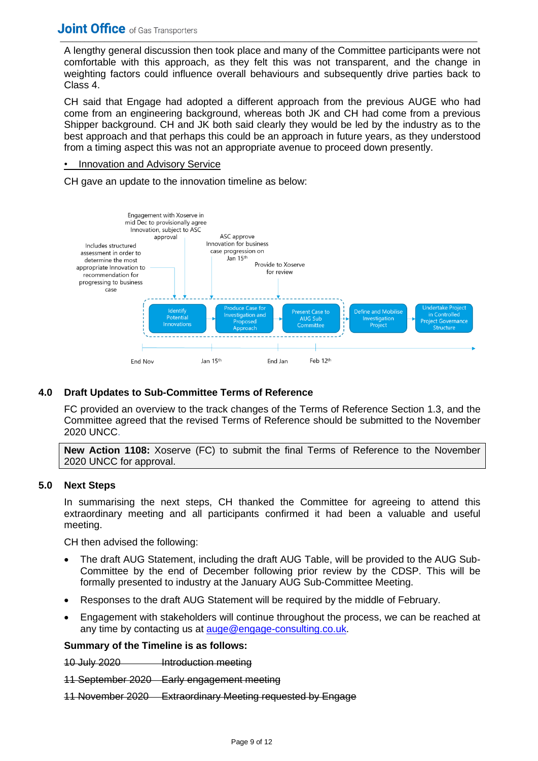A lengthy general discussion then took place and many of the Committee participants were not comfortable with this approach, as they felt this was not transparent, and the change in weighting factors could influence overall behaviours and subsequently drive parties back to Class 4.

CH said that Engage had adopted a different approach from the previous AUGE who had come from an engineering background, whereas both JK and CH had come from a previous Shipper background. CH and JK both said clearly they would be led by the industry as to the best approach and that perhaps this could be an approach in future years, as they understood from a timing aspect this was not an appropriate avenue to proceed down presently.

- Innovation and Advisory Service

CH gave an update to the innovation timeline as below:

Engagement with Xoserve in mid Dec to provisionally agree Innovation, subject to ASC approval

Includes structured assessment in order to determine the most appropriate Innovation to recommendation for progressing to business case

ASC approve Innovation for business case progression on Jan 15th

Provide to Xoserve for review

Identify Potential Innovations → Produce Case for Investigation and Proposed Approach → Present Case to AUG Sub Committee → Define and Mobilise Investigation Project → Undertake Project in Controlled Project Governance Structure

End Nov | Jan 15th | End Jan | Feb 12th

## 4.0 Draft Updates to Sub-Committee Terms of Reference

FC provided an overview to the track changes of the Terms of Reference Section 1.3, and the Committee agreed that the revised Terms of Reference should be submitted to the November 2020 UNCC.

| **New Action 1108:** Xoserve (FC) to submit the final Terms of Reference to the November 2020 UNCC for approval. |
|---|

## 5.0 Next Steps

In summarising the next steps, CH thanked the Committee for agreeing to attend this extraordinary meeting and all participants confirmed it had been a valuable and useful meeting.

CH then advised the following:

- The draft AUG Statement, including the draft AUG Table, will be provided to the AUG Sub-Committee by the end of December following prior review by the CDSP. This will be formally presented to industry at the January AUG Sub-Committee Meeting.
- Responses to the draft AUG Statement will be required by the middle of February.
- Engagement with stakeholders will continue throughout the process, we can be reached at any time by contacting us at auge@engage-consulting.co.uk.

**Summary of the Timeline is as follows:**

~~10 July 2020 Introduction meeting~~

~~11 September 2020 Early engagement meeting~~

~~11 November 2020 Extraordinary Meeting requested by Engage~~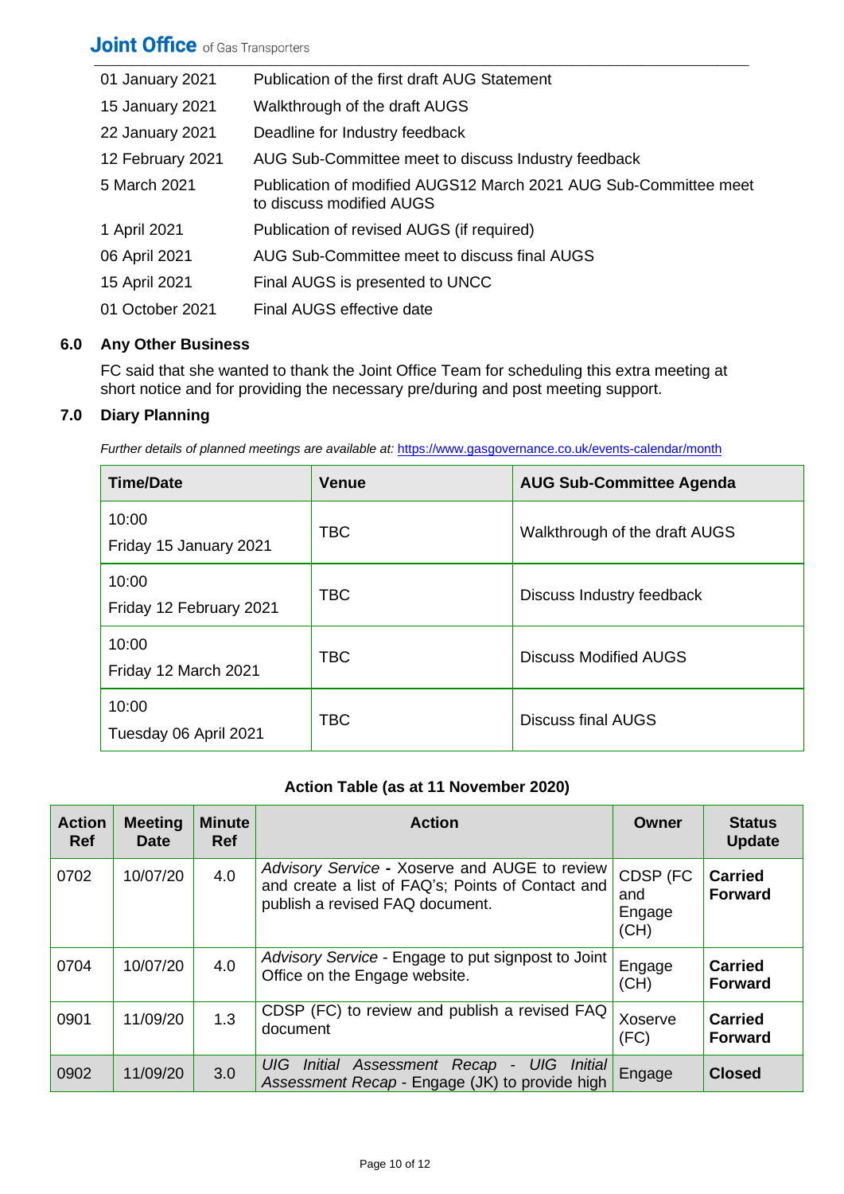| | |
|---|---|
| 01 January 2021 | Publication of the first draft AUG Statement |
| 15 January 2021 | Walkthrough of the draft AUGS |
| 22 January 2021 | Deadline for Industry feedback |
| 12 February 2021 | AUG Sub-Committee meet to discuss Industry feedback |
| 5 March 2021 | Publication of modified AUGS12 March 2021 AUG Sub-Committee meet to discuss modified AUGS |
| 1 April 2021 | Publication of revised AUGS (if required) |
| 06 April 2021 | AUG Sub-Committee meet to discuss final AUGS |
| 15 April 2021 | Final AUGS is presented to UNCC |
| 01 October 2021 | Final AUGS effective date |

## 6.0 Any Other Business

FC said that she wanted to thank the Joint Office Team for scheduling this extra meeting at short notice and for providing the necessary pre/during and post meeting support.

## 7.0 Diary Planning

*Further details of planned meetings are available at:* https://www.gasgovernance.co.uk/events-calendar/month

| Time/Date | Venue | AUG Sub-Committee Agenda |
|---|---|---|
| 10:00 Friday 15 January 2021 | TBC | Walkthrough of the draft AUGS |
| 10:00 Friday 12 February 2021 | TBC | Discuss Industry feedback |
| 10:00 Friday 12 March 2021 | TBC | Discuss Modified AUGS |
| 10:00 Tuesday 06 April 2021 | TBC | Discuss final AUGS |

**Action Table (as at 11 November 2020)**

| Action Ref | Meeting Date | Minute Ref | Action | Owner | Status Update |
|---|---|---|---|---|---|
| 0702 | 10/07/20 | 4.0 | *Advisory Service* **-** Xoserve and AUGE to review and create a list of FAQ's; Points of Contact and publish a revised FAQ document. | CDSP (FC and Engage (CH) | **Carried Forward** |
| 0704 | 10/07/20 | 4.0 | *Advisory Service* - Engage to put signpost to Joint Office on the Engage website. | Engage (CH) | **Carried Forward** |
| 0901 | 11/09/20 | 1.3 | CDSP (FC) to review and publish a revised FAQ document | Xoserve (FC) | **Carried Forward** |
| 0902 | 11/09/20 | 3.0 | *UIG Initial Assessment Recap - UIG Initial Assessment Recap* - Engage (JK) to provide high | Engage | **Closed** |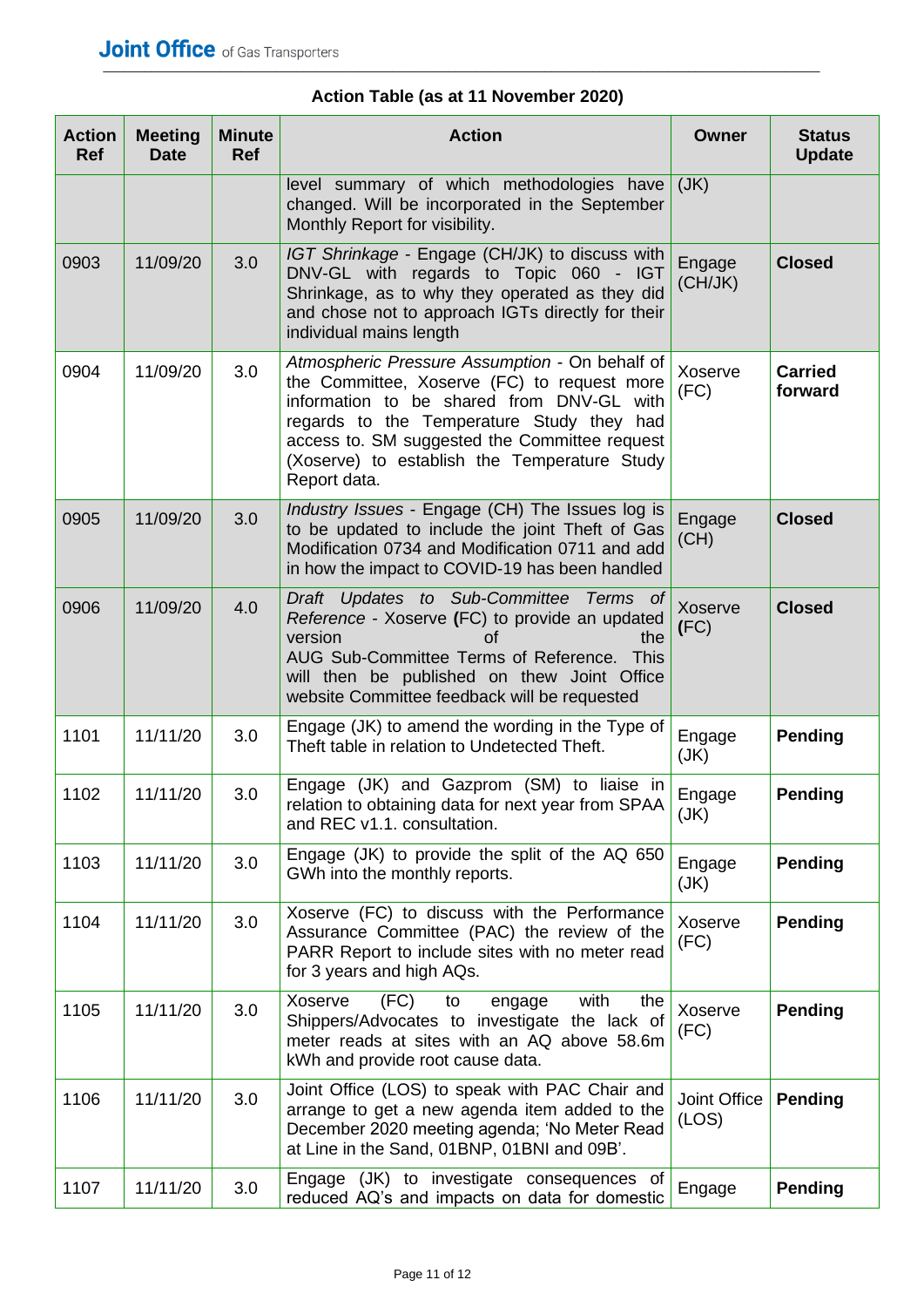**Action Table (as at 11 November 2020)**

| Action Ref | Meeting Date | Minute Ref | Action | Owner | Status Update |
|---|---|---|---|---|---|
| | | | level summary of which methodologies have changed. Will be incorporated in the September Monthly Report for visibility. | (JK) | |
| 0903 | 11/09/20 | 3.0 | *IGT Shrinkage* - Engage (CH/JK) to discuss with DNV-GL with regards to Topic 060 - IGT Shrinkage, as to why they operated as they did and chose not to approach IGTs directly for their individual mains length | Engage (CH/JK) | **Closed** |
| 0904 | 11/09/20 | 3.0 | *Atmospheric Pressure Assumption* - On behalf of the Committee, Xoserve (FC) to request more information to be shared from DNV-GL with regards to the Temperature Study they had access to. SM suggested the Committee request (Xoserve) to establish the Temperature Study Report data. | Xoserve (FC) | **Carried forward** |
| 0905 | 11/09/20 | 3.0 | *Industry Issues* - Engage (CH) The Issues log is to be updated to include the joint Theft of Gas Modification 0734 and Modification 0711 and add in how the impact to COVID-19 has been handled | Engage (CH) | **Closed** |
| 0906 | 11/09/20 | 4.0 | *Draft Updates to Sub-Committee Terms of Reference* - Xoserve **(**FC) to provide an updated version of the AUG Sub-Committee Terms of Reference. This will then be published on thew Joint Office website Committee feedback will be requested | Xoserve **(**FC) | **Closed** |
| 1101 | 11/11/20 | 3.0 | Engage (JK) to amend the wording in the Type of Theft table in relation to Undetected Theft. | Engage (JK) | **Pending** |
| 1102 | 11/11/20 | 3.0 | Engage (JK) and Gazprom (SM) to liaise in relation to obtaining data for next year from SPAA and REC v1.1. consultation. | Engage (JK) | **Pending** |
| 1103 | 11/11/20 | 3.0 | Engage (JK) to provide the split of the AQ 650 GWh into the monthly reports. | Engage (JK) | **Pending** |
| 1104 | 11/11/20 | 3.0 | Xoserve (FC) to discuss with the Performance Assurance Committee (PAC) the review of the PARR Report to include sites with no meter read for 3 years and high AQs. | Xoserve (FC) | **Pending** |
| 1105 | 11/11/20 | 3.0 | Xoserve (FC) to engage with the Shippers/Advocates to investigate the lack of meter reads at sites with an AQ above 58.6m kWh and provide root cause data. | Xoserve (FC) | **Pending** |
| 1106 | 11/11/20 | 3.0 | Joint Office (LOS) to speak with PAC Chair and arrange to get a new agenda item added to the December 2020 meeting agenda; 'No Meter Read at Line in the Sand, 01BNP, 01BNI and 09B'. | Joint Office (LOS) | **Pending** |
| 1107 | 11/11/20 | 3.0 | Engage (JK) to investigate consequences of reduced AQ's and impacts on data for domestic | Engage | **Pending** |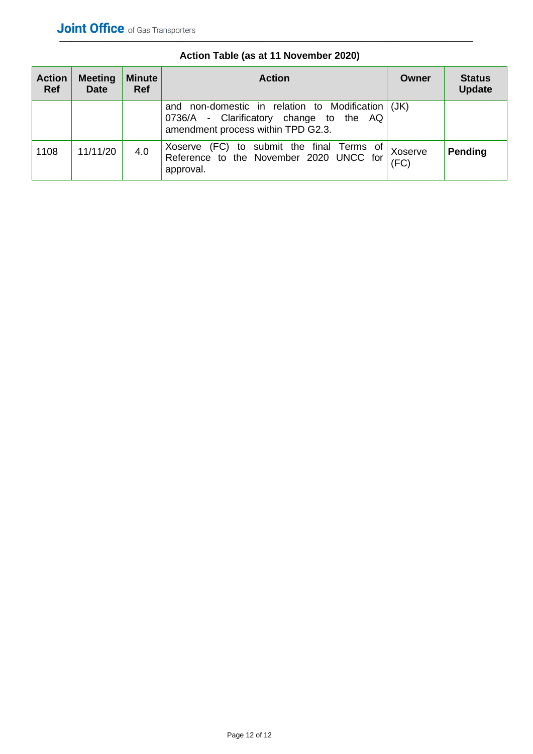**Action Table (as at 11 November 2020)**

| Action Ref | Meeting Date | Minute Ref | Action | Owner | Status Update |
|---|---|---|---|---|---|
| | | | and non-domestic in relation to Modification 0736/A - Clarificatory change to the AQ amendment process within TPD G2.3. | (JK) | |
| 1108 | 11/11/20 | 4.0 | Xoserve (FC) to submit the final Terms of Reference to the November 2020 UNCC for approval. | Xoserve (FC) | **Pending** |